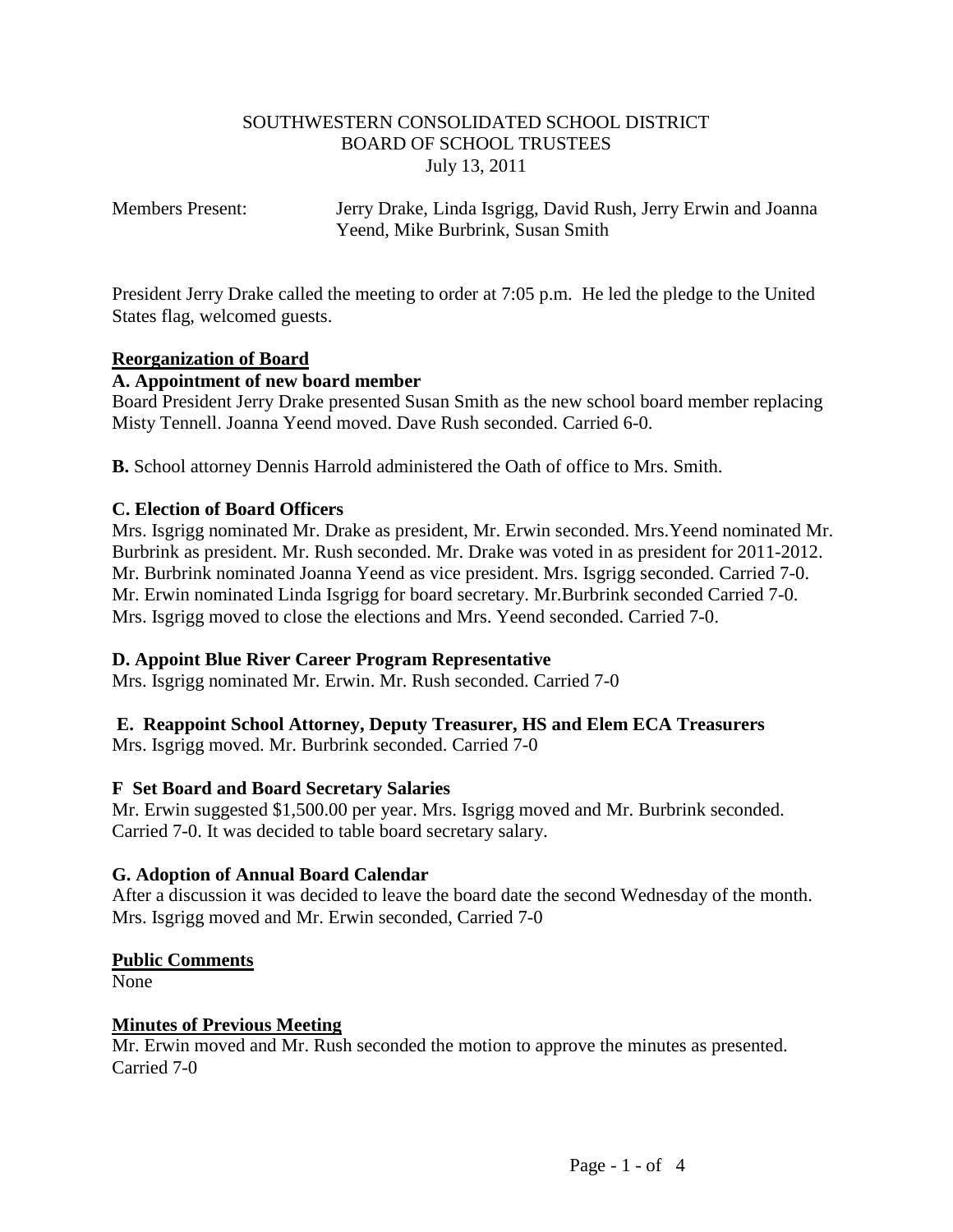SOUTHWESTERN CONSOLIDATED SCHOOL DISTRICT
BOARD OF SCHOOL TRUSTEES
July 13, 2011

Members Present: Jerry Drake, Linda Isgrigg, David Rush, Jerry Erwin and Joanna Yeend, Mike Burbrink, Susan Smith

President Jerry Drake called the meeting to order at 7:05 p.m. He led the pledge to the United States flag, welcomed guests.

## Reorganization of Board

### A. Appointment of new board member

Board President Jerry Drake presented Susan Smith as the new school board member replacing Misty Tennell. Joanna Yeend moved. Dave Rush seconded. Carried 6-0.

**B.** School attorney Dennis Harrold administered the Oath of office to Mrs. Smith.

### C. Election of Board Officers

Mrs. Isgrigg nominated Mr. Drake as president, Mr. Erwin seconded. Mrs.Yeend nominated Mr. Burbrink as president. Mr. Rush seconded. Mr. Drake was voted in as president for 2011-2012. Mr. Burbrink nominated Joanna Yeend as vice president. Mrs. Isgrigg seconded. Carried 7-0. Mr. Erwin nominated Linda Isgrigg for board secretary. Mr.Burbrink seconded Carried 7-0. Mrs. Isgrigg moved to close the elections and Mrs. Yeend seconded. Carried 7-0.

### D. Appoint Blue River Career Program Representative

Mrs. Isgrigg nominated Mr. Erwin. Mr. Rush seconded. Carried 7-0

### E. Reappoint School Attorney, Deputy Treasurer, HS and Elem ECA Treasurers

Mrs. Isgrigg moved. Mr. Burbrink seconded. Carried 7-0

### F Set Board and Board Secretary Salaries

Mr. Erwin suggested $1,500.00 per year. Mrs. Isgrigg moved and Mr. Burbrink seconded. Carried 7-0. It was decided to table board secretary salary.

### G. Adoption of Annual Board Calendar

After a discussion it was decided to leave the board date the second Wednesday of the month. Mrs. Isgrigg moved and Mr. Erwin seconded, Carried 7-0

## Public Comments

None

## Minutes of Previous Meeting

Mr. Erwin moved and Mr. Rush seconded the motion to approve the minutes as presented. Carried 7-0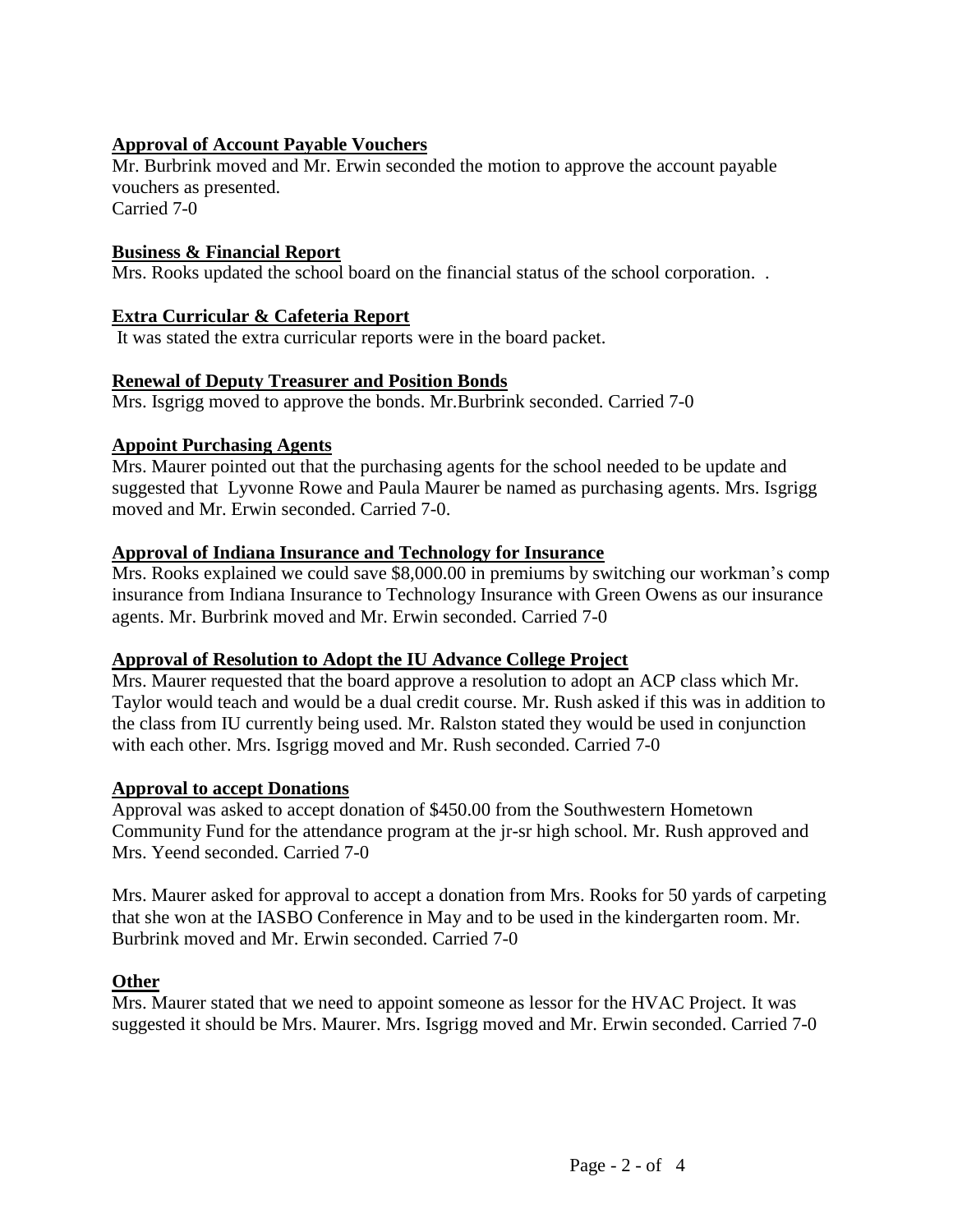**Approval of Account Payable Vouchers**

Mr. Burbrink moved and Mr. Erwin seconded the motion to approve the account payable vouchers as presented.
Carried 7-0

**Business & Financial Report**

Mrs. Rooks updated the school board on the financial status of the school corporation. .

**Extra Curricular & Cafeteria Report**

It was stated the extra curricular reports were in the board packet.

**Renewal of Deputy Treasurer and Position Bonds**

Mrs. Isgrigg moved to approve the bonds. Mr.Burbrink seconded. Carried 7-0

**Appoint Purchasing Agents**

Mrs. Maurer pointed out that the purchasing agents for the school needed to be update and suggested that Lyvonne Rowe and Paula Maurer be named as purchasing agents. Mrs. Isgrigg moved and Mr. Erwin seconded. Carried 7-0.

**Approval of Indiana Insurance and Technology for Insurance**

Mrs. Rooks explained we could save $8,000.00 in premiums by switching our workman's comp insurance from Indiana Insurance to Technology Insurance with Green Owens as our insurance agents. Mr. Burbrink moved and Mr. Erwin seconded. Carried 7-0

**Approval of Resolution to Adopt the IU Advance College Project**

Mrs. Maurer requested that the board approve a resolution to adopt an ACP class which Mr. Taylor would teach and would be a dual credit course. Mr. Rush asked if this was in addition to the class from IU currently being used. Mr. Ralston stated they would be used in conjunction with each other. Mrs. Isgrigg moved and Mr. Rush seconded. Carried 7-0

**Approval to accept Donations**

Approval was asked to accept donation of $450.00 from the Southwestern Hometown Community Fund for the attendance program at the jr-sr high school. Mr. Rush approved and Mrs. Yeend seconded. Carried 7-0

Mrs. Maurer asked for approval to accept a donation from Mrs. Rooks for 50 yards of carpeting that she won at the IASBO Conference in May and to be used in the kindergarten room. Mr. Burbrink moved and Mr. Erwin seconded. Carried 7-0

**Other**

Mrs. Maurer stated that we need to appoint someone as lessor for the HVAC Project. It was suggested it should be Mrs. Maurer. Mrs. Isgrigg moved and Mr. Erwin seconded. Carried 7-0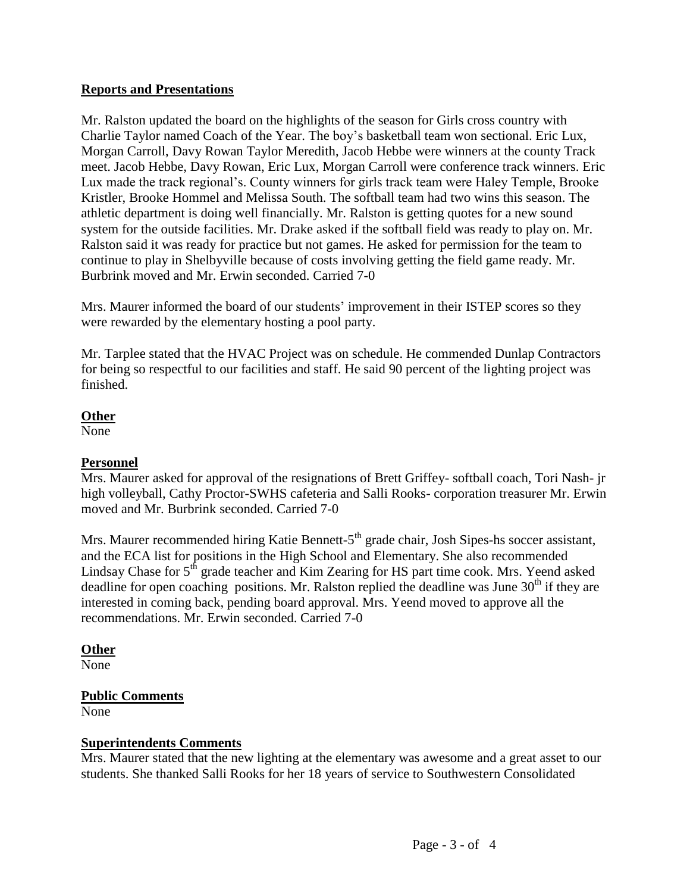## Reports and Presentations

Mr. Ralston updated the board on the highlights of the season for Girls cross country with Charlie Taylor named Coach of the Year. The boy's basketball team won sectional. Eric Lux, Morgan Carroll, Davy Rowan Taylor Meredith, Jacob Hebbe were winners at the county Track meet. Jacob Hebbe, Davy Rowan, Eric Lux, Morgan Carroll were conference track winners. Eric Lux made the track regional's. County winners for girls track team were Haley Temple, Brooke Kristler, Brooke Hommel and Melissa South. The softball team had two wins this season. The athletic department is doing well financially. Mr. Ralston is getting quotes for a new sound system for the outside facilities. Mr. Drake asked if the softball field was ready to play on. Mr. Ralston said it was ready for practice but not games. He asked for permission for the team to continue to play in Shelbyville because of costs involving getting the field game ready. Mr. Burbrink moved and Mr. Erwin seconded. Carried 7-0

Mrs. Maurer informed the board of our students' improvement in their ISTEP scores so they were rewarded by the elementary hosting a pool party.

Mr. Tarplee stated that the HVAC Project was on schedule. He commended Dunlap Contractors for being so respectful to our facilities and staff. He said 90 percent of the lighting project was finished.

## Other

None

## Personnel

Mrs. Maurer asked for approval of the resignations of Brett Griffey- softball coach, Tori Nash- jr high volleyball, Cathy Proctor-SWHS cafeteria and Salli Rooks- corporation treasurer Mr. Erwin moved and Mr. Burbrink seconded. Carried 7-0

Mrs. Maurer recommended hiring Katie Bennett-5th grade chair, Josh Sipes-hs soccer assistant, and the ECA list for positions in the High School and Elementary. She also recommended Lindsay Chase for 5th grade teacher and Kim Zearing for HS part time cook. Mrs. Yeend asked deadline for open coaching positions. Mr. Ralston replied the deadline was June 30th if they are interested in coming back, pending board approval. Mrs. Yeend moved to approve all the recommendations. Mr. Erwin seconded. Carried 7-0

## Other

None

## Public Comments

None

## Superintendents Comments

Mrs. Maurer stated that the new lighting at the elementary was awesome and a great asset to our students. She thanked Salli Rooks for her 18 years of service to Southwestern Consolidated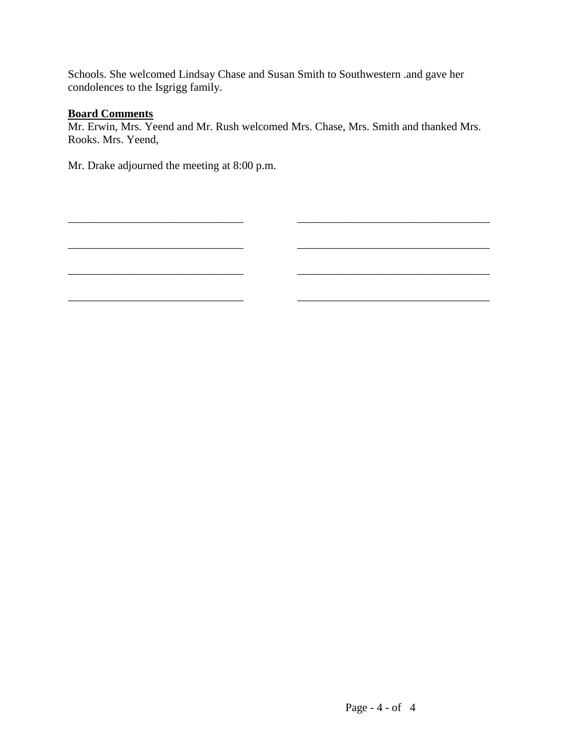Schools. She welcomed Lindsay Chase and Susan Smith to Southwestern .and gave her condolences to the Isgrigg family.

**Board Comments**

Mr. Erwin, Mrs. Yeend and Mr. Rush welcomed Mrs. Chase, Mrs. Smith and thanked Mrs. Rooks. Mrs. Yeend,

Mr. Drake adjourned the meeting at 8:00 p.m.

_______________________________ _________________________________

_______________________________ _________________________________

_______________________________ _________________________________

_______________________________ _________________________________